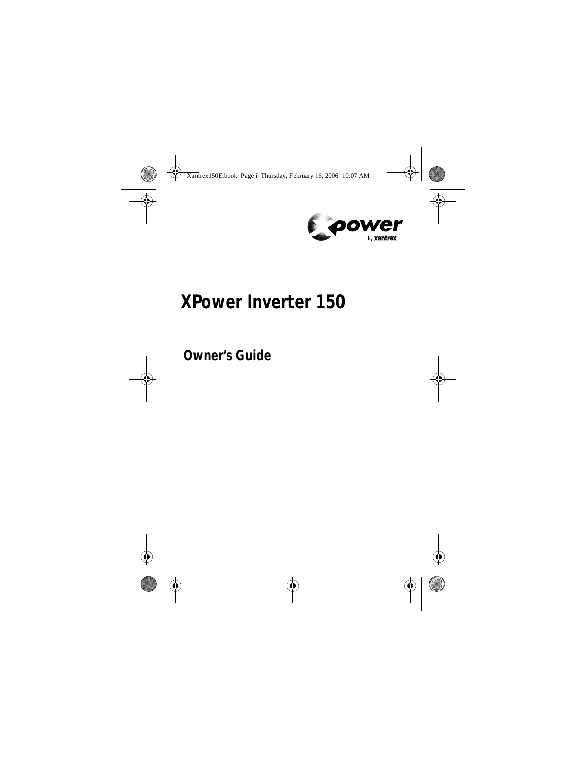# XPower Inverter 150

## Owner's Guide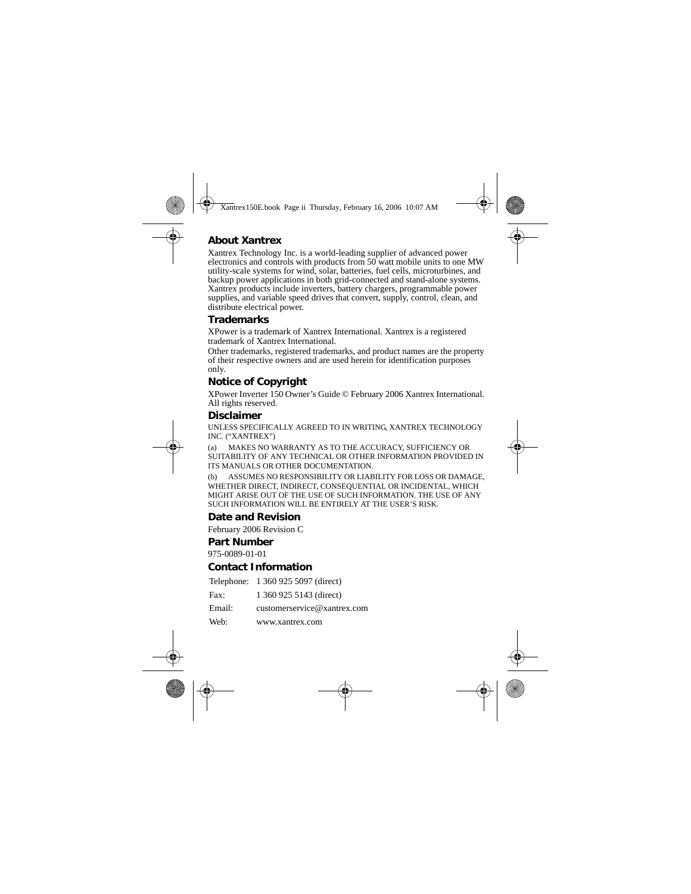## About Xantrex

Xantrex Technology Inc. is a world-leading supplier of advanced power electronics and controls with products from 50 watt mobile units to one MW utility-scale systems for wind, solar, batteries, fuel cells, microturbines, and backup power applications in both grid-connected and stand-alone systems. Xantrex products include inverters, battery chargers, programmable power supplies, and variable speed drives that convert, supply, control, clean, and distribute electrical power.

## Trademarks

XPower is a trademark of Xantrex International. Xantrex is a registered trademark of Xantrex International.

Other trademarks, registered trademarks, and product names are the property of their respective owners and are used herein for identification purposes only.

## Notice of Copyright

XPower Inverter 150 Owner's Guide © February 2006 Xantrex International. All rights reserved.

## Disclaimer

UNLESS SPECIFICALLY AGREED TO IN WRITING, XANTREX TECHNOLOGY INC. ("XANTREX")

(a) MAKES NO WARRANTY AS TO THE ACCURACY, SUFFICIENCY OR SUITABILITY OF ANY TECHNICAL OR OTHER INFORMATION PROVIDED IN ITS MANUALS OR OTHER DOCUMENTATION.

(b) ASSUMES NO RESPONSIBILITY OR LIABILITY FOR LOSS OR DAMAGE, WHETHER DIRECT, INDIRECT, CONSEQUENTIAL OR INCIDENTAL, WHICH MIGHT ARISE OUT OF THE USE OF SUCH INFORMATION. THE USE OF ANY SUCH INFORMATION WILL BE ENTIRELY AT THE USER'S RISK.

## Date and Revision

February 2006 Revision C

## Part Number

975-0089-01-01

## Contact Information

| | |
|---|---|
| Telephone: | 1 360 925 5097 (direct) |
| Fax: | 1 360 925 5143 (direct) |
| Email: | customerservice@xantrex.com |
| Web: | www.xantrex.com |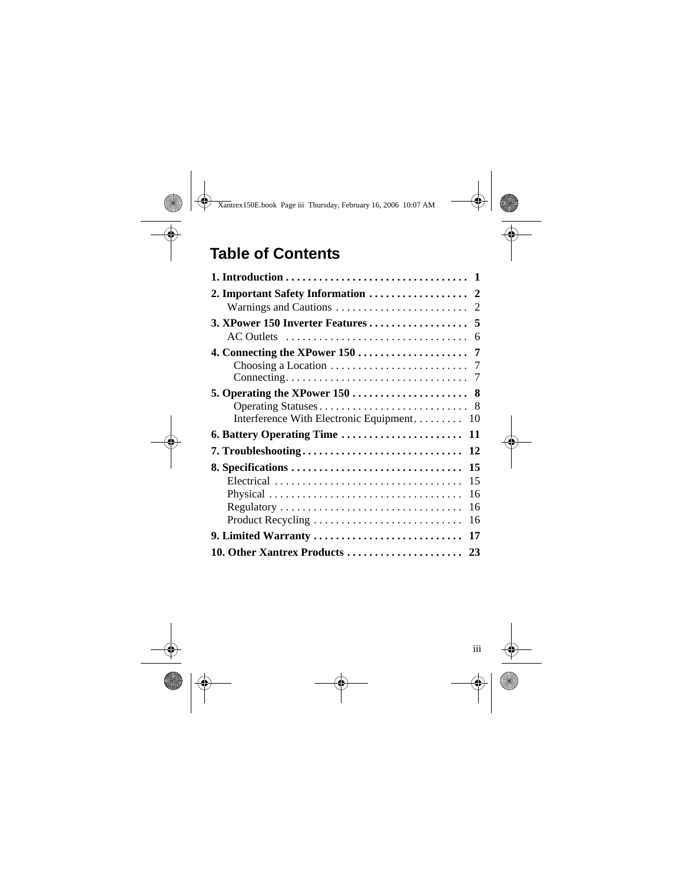# Table of Contents

| | |
|---|---|
| **1. Introduction** | **1** |
| **2. Important Safety Information** | **2** |
| Warnings and Cautions | 2 |
| **3. XPower 150 Inverter Features** | **5** |
| AC Outlets | 6 |
| **4. Connecting the XPower 150** | **7** |
| Choosing a Location | 7 |
| Connecting | 7 |
| **5. Operating the XPower 150** | **8** |
| Operating Statuses | 8 |
| Interference With Electronic Equipment | 10 |
| **6. Battery Operating Time** | **11** |
| **7. Troubleshooting** | **12** |
| **8. Specifications** | **15** |
| Electrical | 15 |
| Physical | 16 |
| Regulatory | 16 |
| Product Recycling | 16 |
| **9. Limited Warranty** | **17** |
| **10. Other Xantrex Products** | **23** |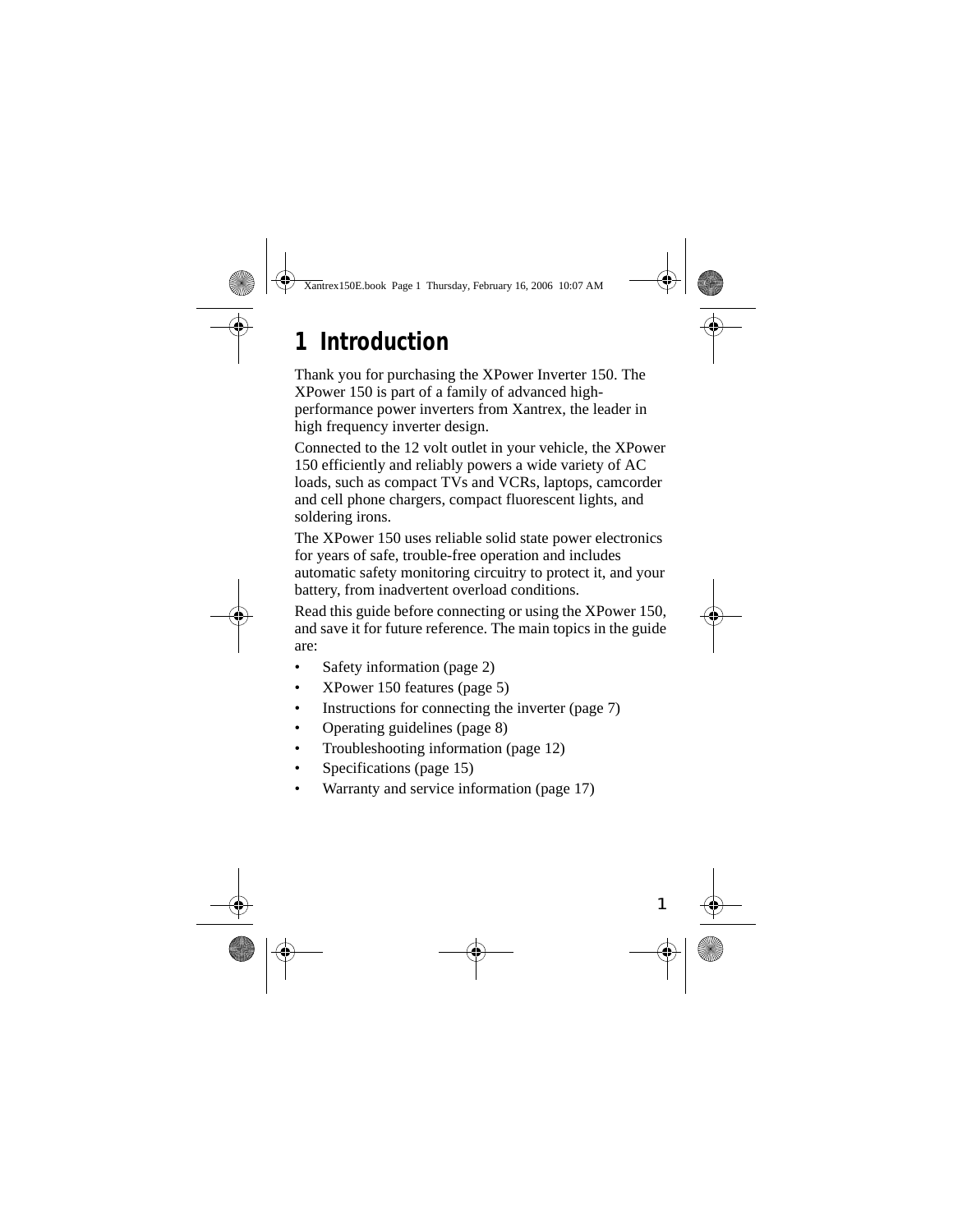# 1 Introduction

Thank you for purchasing the XPower Inverter 150. The XPower 150 is part of a family of advanced high-performance power inverters from Xantrex, the leader in high frequency inverter design.

Connected to the 12 volt outlet in your vehicle, the XPower 150 efficiently and reliably powers a wide variety of AC loads, such as compact TVs and VCRs, laptops, camcorder and cell phone chargers, compact fluorescent lights, and soldering irons.

The XPower 150 uses reliable solid state power electronics for years of safe, trouble-free operation and includes automatic safety monitoring circuitry to protect it, and your battery, from inadvertent overload conditions.

Read this guide before connecting or using the XPower 150, and save it for future reference. The main topics in the guide are:

- Safety information (page 2)
- XPower 150 features (page 5)
- Instructions for connecting the inverter (page 7)
- Operating guidelines (page 8)
- Troubleshooting information (page 12)
- Specifications (page 15)
- Warranty and service information (page 17)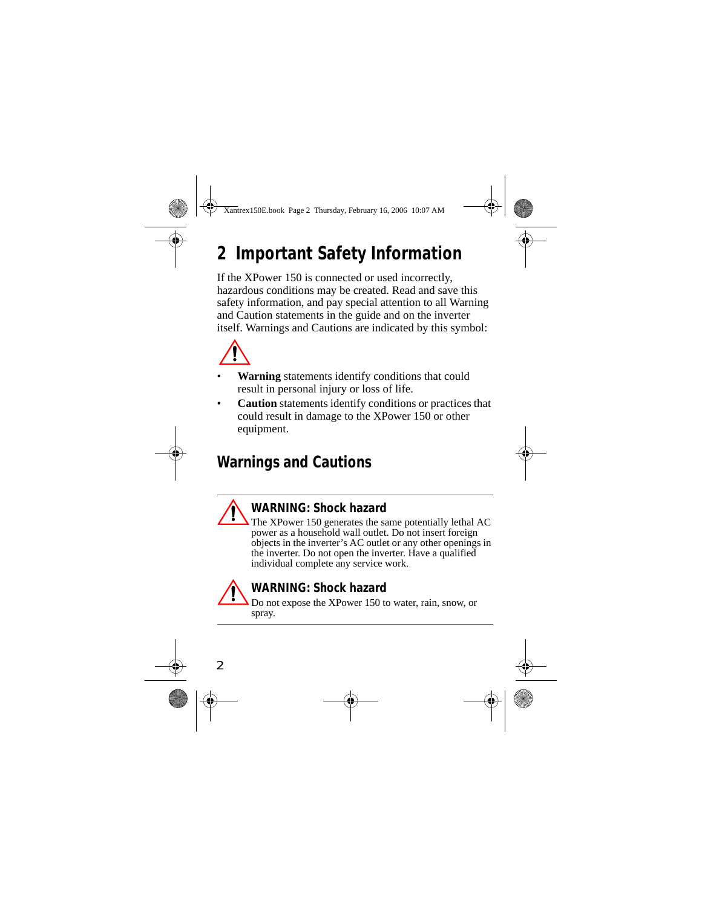# 2 Important Safety Information

If the XPower 150 is connected or used incorrectly, hazardous conditions may be created. Read and save this safety information, and pay special attention to all Warning and Caution statements in the guide and on the inverter itself. Warnings and Cautions are indicated by this symbol:

- **Warning** statements identify conditions that could result in personal injury or loss of life.
- **Caution** statements identify conditions or practices that could result in damage to the XPower 150 or other equipment.

## Warnings and Cautions

### WARNING: Shock hazard

The XPower 150 generates the same potentially lethal AC power as a household wall outlet. Do not insert foreign objects in the inverter's AC outlet or any other openings in the inverter. Do not open the inverter. Have a qualified individual complete any service work.

### WARNING: Shock hazard

Do not expose the XPower 150 to water, rain, snow, or spray.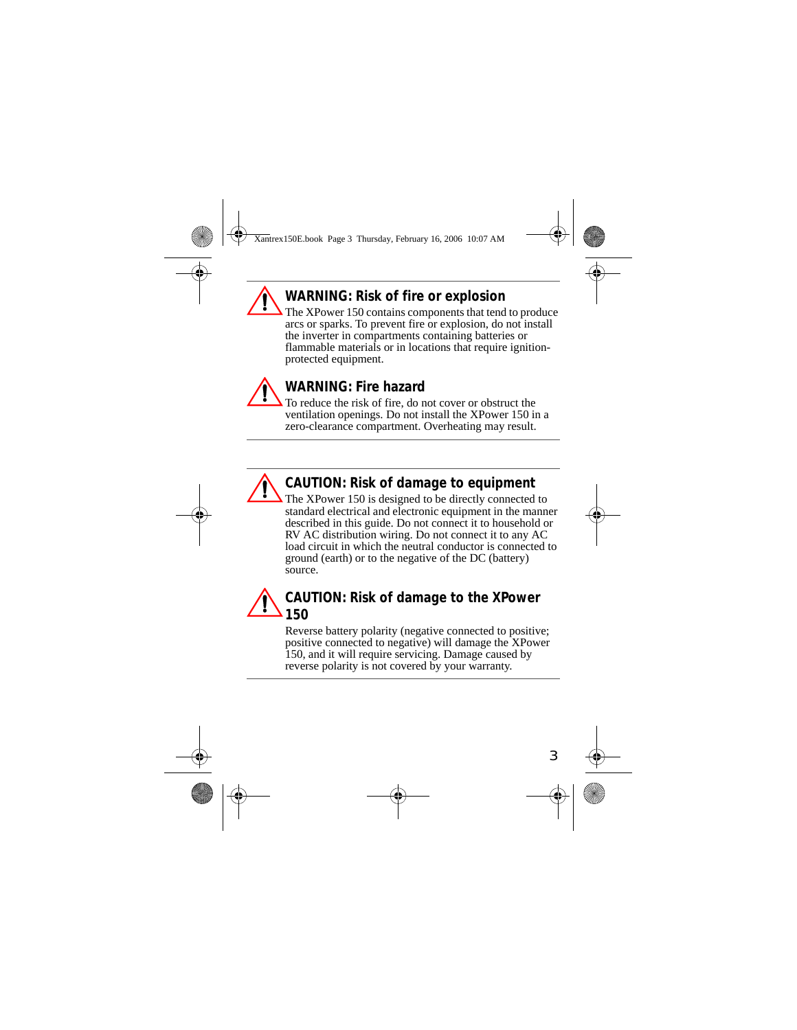**WARNING: Risk of fire or explosion**

The XPower 150 contains components that tend to produce arcs or sparks. To prevent fire or explosion, do not install the inverter in compartments containing batteries or flammable materials or in locations that require ignition-protected equipment.

**WARNING: Fire hazard**

To reduce the risk of fire, do not cover or obstruct the ventilation openings. Do not install the XPower 150 in a zero-clearance compartment. Overheating may result.

**CAUTION: Risk of damage to equipment**

The XPower 150 is designed to be directly connected to standard electrical and electronic equipment in the manner described in this guide. Do not connect it to household or RV AC distribution wiring. Do not connect it to any AC load circuit in which the neutral conductor is connected to ground (earth) or to the negative of the DC (battery) source.

**CAUTION: Risk of damage to the XPower 150**

Reverse battery polarity (negative connected to positive; positive connected to negative) will damage the XPower 150, and it will require servicing. Damage caused by reverse polarity is not covered by your warranty.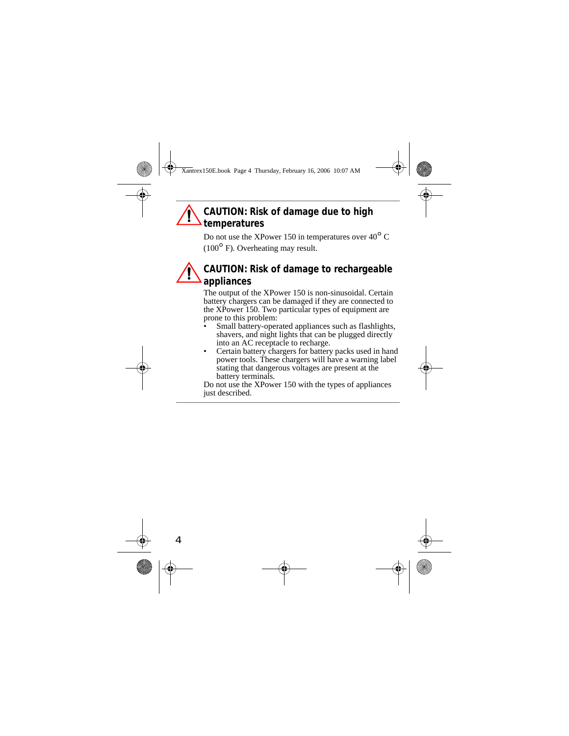## CAUTION: Risk of damage due to high temperatures

Do not use the XPower 150 in temperatures over 40° C (100° F). Overheating may result.

## CAUTION: Risk of damage to rechargeable appliances

The output of the XPower 150 is non-sinusoidal. Certain battery chargers can be damaged if they are connected to the XPower 150. Two particular types of equipment are prone to this problem:

- Small battery-operated appliances such as flashlights, shavers, and night lights that can be plugged directly into an AC receptacle to recharge.
- Certain battery chargers for battery packs used in hand power tools. These chargers will have a warning label stating that dangerous voltages are present at the battery terminals.

Do not use the XPower 150 with the types of appliances just described.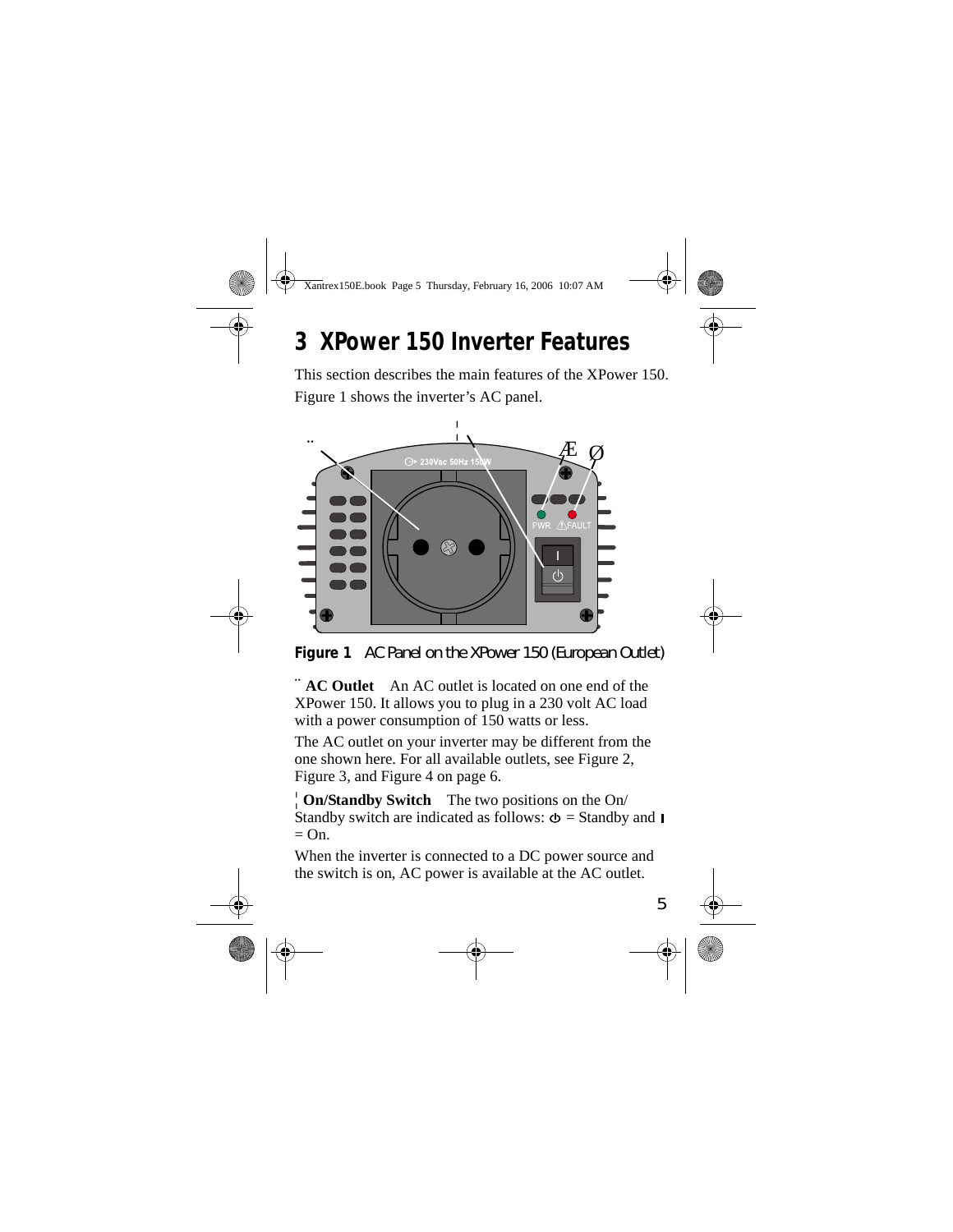# 3 XPower 150 Inverter Features

This section describes the main features of the XPower 150. Figure 1 shows the inverter's AC panel.

**Figure 1** AC Panel on the XPower 150 (European Outlet)

¨ **AC Outlet** An AC outlet is located on one end of the XPower 150. It allows you to plug in a 230 volt AC load with a power consumption of 150 watts or less.

The AC outlet on your inverter may be different from the one shown here. For all available outlets, see Figure 2, Figure 3, and Figure 4 on page 6.

¦ **On/Standby Switch** The two positions on the On/Standby switch are indicated as follows: ⏻ = Standby and I = On.

When the inverter is connected to a DC power source and the switch is on, AC power is available at the AC outlet.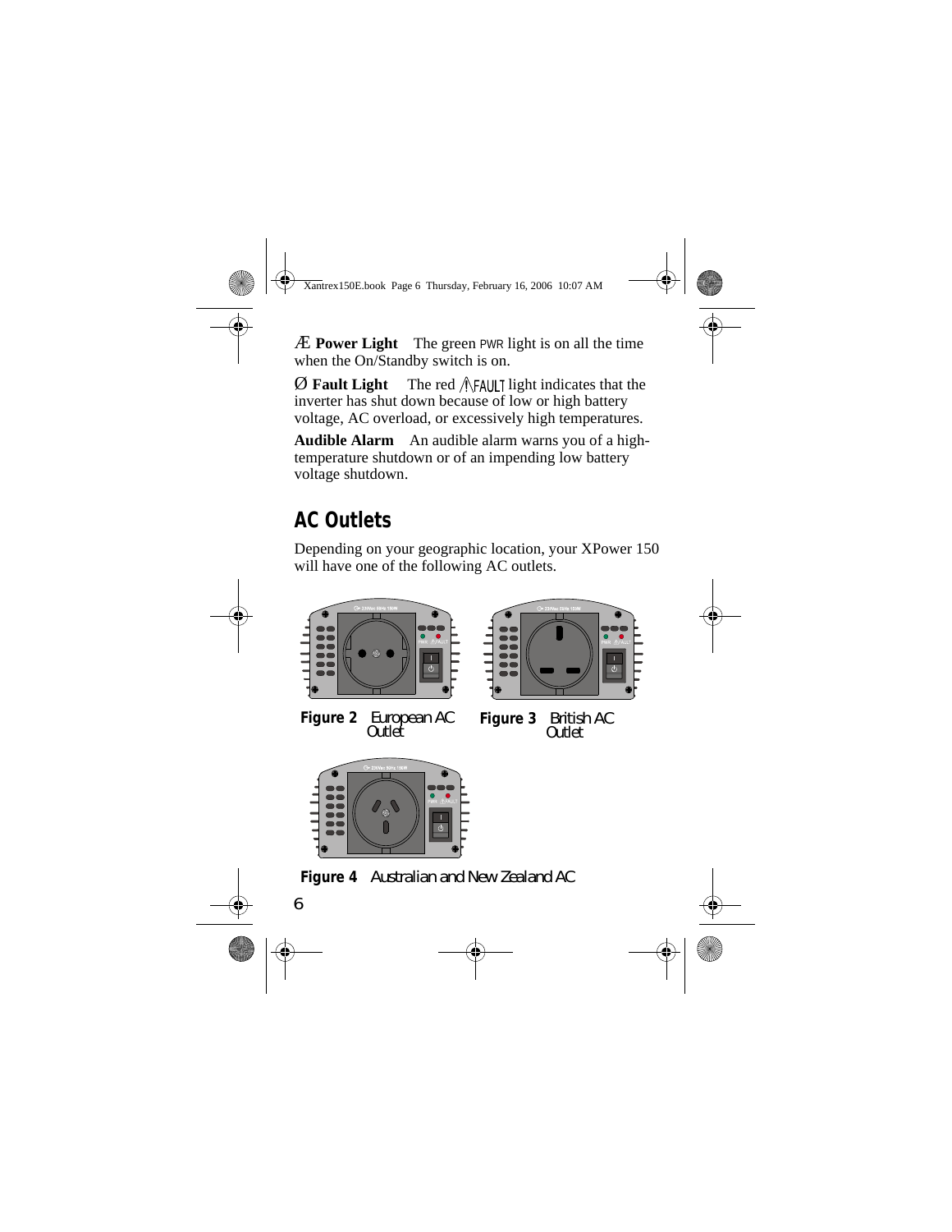Æ **Power Light** The green PWR light is on all the time when the On/Standby switch is on.

Ø **Fault Light** The red ⚠FAULT light indicates that the inverter has shut down because of low or high battery voltage, AC overload, or excessively high temperatures.

**Audible Alarm** An audible alarm warns you of a high-temperature shutdown or of an impending low battery voltage shutdown.

## AC Outlets

Depending on your geographic location, your XPower 150 will have one of the following AC outlets.

**Figure 2** European AC Outlet

**Figure 3** British AC Outlet

**Figure 4** Australian and New Zealand AC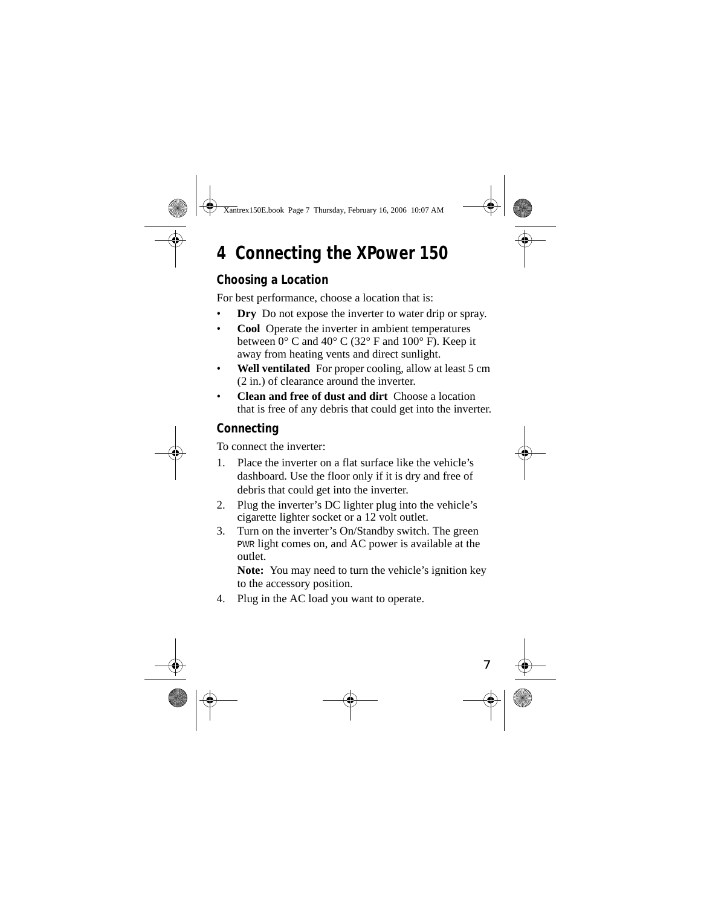# 4 Connecting the XPower 150

## Choosing a Location

For best performance, choose a location that is:

- **Dry** Do not expose the inverter to water drip or spray.
- **Cool** Operate the inverter in ambient temperatures between 0° C and 40° C (32° F and 100° F). Keep it away from heating vents and direct sunlight.
- **Well ventilated** For proper cooling, allow at least 5 cm (2 in.) of clearance around the inverter.
- **Clean and free of dust and dirt** Choose a location that is free of any debris that could get into the inverter.

## Connecting

To connect the inverter:

1. Place the inverter on a flat surface like the vehicle's dashboard. Use the floor only if it is dry and free of debris that could get into the inverter.
2. Plug the inverter's DC lighter plug into the vehicle's cigarette lighter socket or a 12 volt outlet.
3. Turn on the inverter's On/Standby switch. The green PWR light comes on, and AC power is available at the outlet.

   **Note:** You may need to turn the vehicle's ignition key to the accessory position.
4. Plug in the AC load you want to operate.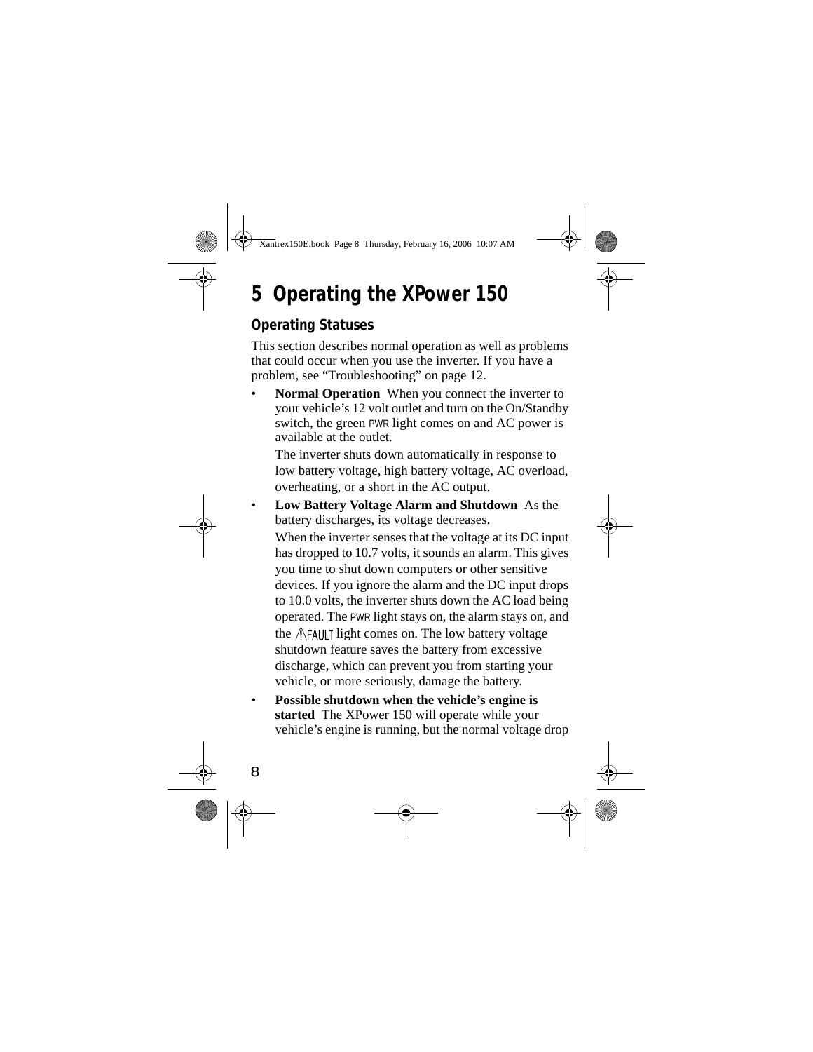# 5 Operating the XPower 150

## Operating Statuses

This section describes normal operation as well as problems that could occur when you use the inverter. If you have a problem, see "Troubleshooting" on page 12.

- **Normal Operation** When you connect the inverter to your vehicle's 12 volt outlet and turn on the On/Standby switch, the green PWR light comes on and AC power is available at the outlet.

  The inverter shuts down automatically in response to low battery voltage, high battery voltage, AC overload, overheating, or a short in the AC output.

- **Low Battery Voltage Alarm and Shutdown** As the battery discharges, its voltage decreases.

  When the inverter senses that the voltage at its DC input has dropped to 10.7 volts, it sounds an alarm. This gives you time to shut down computers or other sensitive devices. If you ignore the alarm and the DC input drops to 10.0 volts, the inverter shuts down the AC load being operated. The PWR light stays on, the alarm stays on, and the ⚠FAULT light comes on. The low battery voltage shutdown feature saves the battery from excessive discharge, which can prevent you from starting your vehicle, or more seriously, damage the battery.

- **Possible shutdown when the vehicle's engine is started** The XPower 150 will operate while your vehicle's engine is running, but the normal voltage drop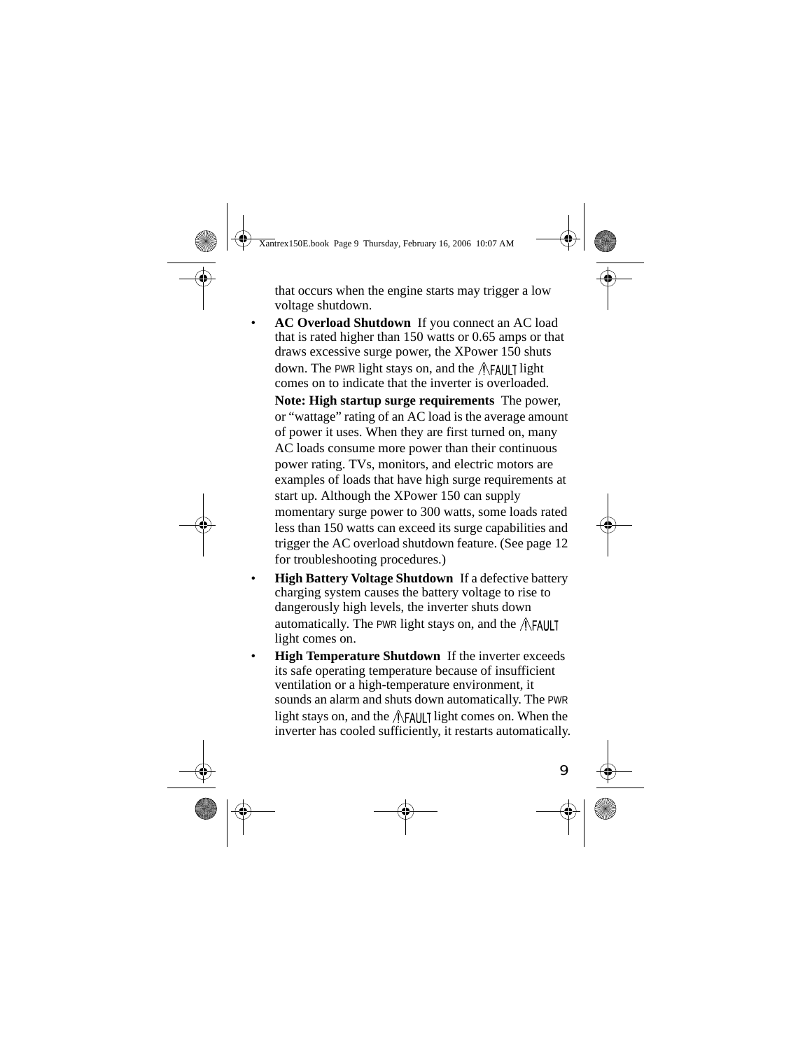that occurs when the engine starts may trigger a low voltage shutdown.

- **AC Overload Shutdown** If you connect an AC load that is rated higher than 150 watts or 0.65 amps or that draws excessive surge power, the XPower 150 shuts down. The PWR light stays on, and the ⚠FAULT light comes on to indicate that the inverter is overloaded.

  **Note: High startup surge requirements** The power, or “wattage” rating of an AC load is the average amount of power it uses. When they are first turned on, many AC loads consume more power than their continuous power rating. TVs, monitors, and electric motors are examples of loads that have high surge requirements at start up. Although the XPower 150 can supply momentary surge power to 300 watts, some loads rated less than 150 watts can exceed its surge capabilities and trigger the AC overload shutdown feature. (See page 12 for troubleshooting procedures.)

- **High Battery Voltage Shutdown** If a defective battery charging system causes the battery voltage to rise to dangerously high levels, the inverter shuts down automatically. The PWR light stays on, and the ⚠FAULT light comes on.
- **High Temperature Shutdown** If the inverter exceeds its safe operating temperature because of insufficient ventilation or a high-temperature environment, it sounds an alarm and shuts down automatically. The PWR light stays on, and the ⚠FAULT light comes on. When the inverter has cooled sufficiently, it restarts automatically.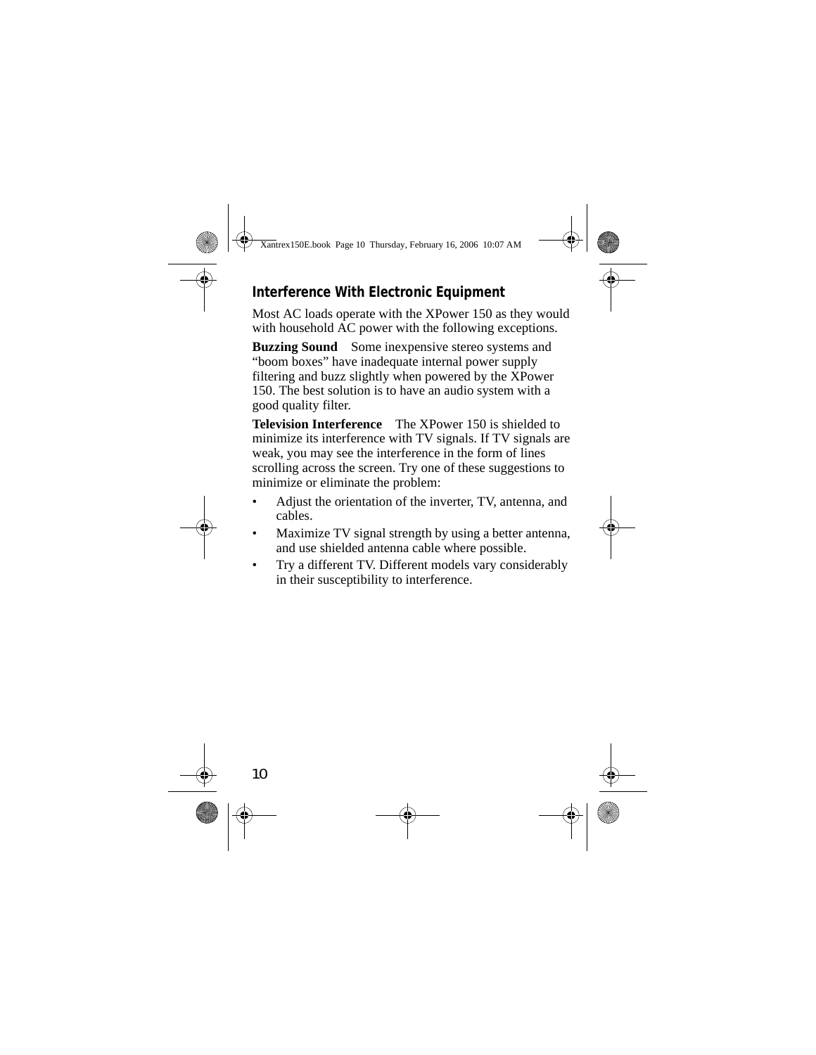## Interference With Electronic Equipment

Most AC loads operate with the XPower 150 as they would with household AC power with the following exceptions.

**Buzzing Sound** Some inexpensive stereo systems and "boom boxes" have inadequate internal power supply filtering and buzz slightly when powered by the XPower 150. The best solution is to have an audio system with a good quality filter.

**Television Interference** The XPower 150 is shielded to minimize its interference with TV signals. If TV signals are weak, you may see the interference in the form of lines scrolling across the screen. Try one of these suggestions to minimize or eliminate the problem:

- Adjust the orientation of the inverter, TV, antenna, and cables.
- Maximize TV signal strength by using a better antenna, and use shielded antenna cable where possible.
- Try a different TV. Different models vary considerably in their susceptibility to interference.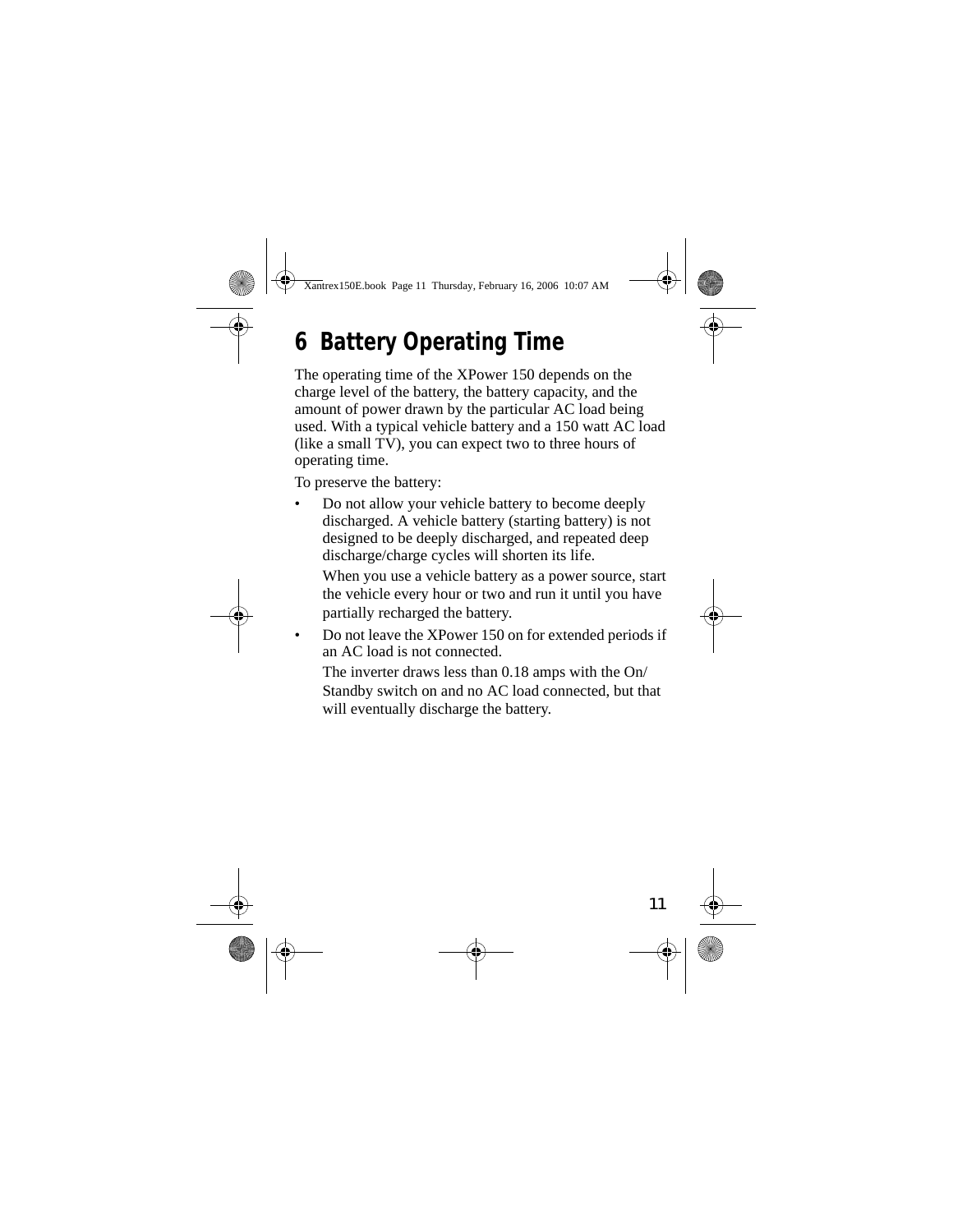# 6 Battery Operating Time

The operating time of the XPower 150 depends on the charge level of the battery, the battery capacity, and the amount of power drawn by the particular AC load being used. With a typical vehicle battery and a 150 watt AC load (like a small TV), you can expect two to three hours of operating time.

To preserve the battery:

- Do not allow your vehicle battery to become deeply discharged. A vehicle battery (starting battery) is not designed to be deeply discharged, and repeated deep discharge/charge cycles will shorten its life.

  When you use a vehicle battery as a power source, start the vehicle every hour or two and run it until you have partially recharged the battery.

- Do not leave the XPower 150 on for extended periods if an AC load is not connected.

  The inverter draws less than 0.18 amps with the On/Standby switch on and no AC load connected, but that will eventually discharge the battery.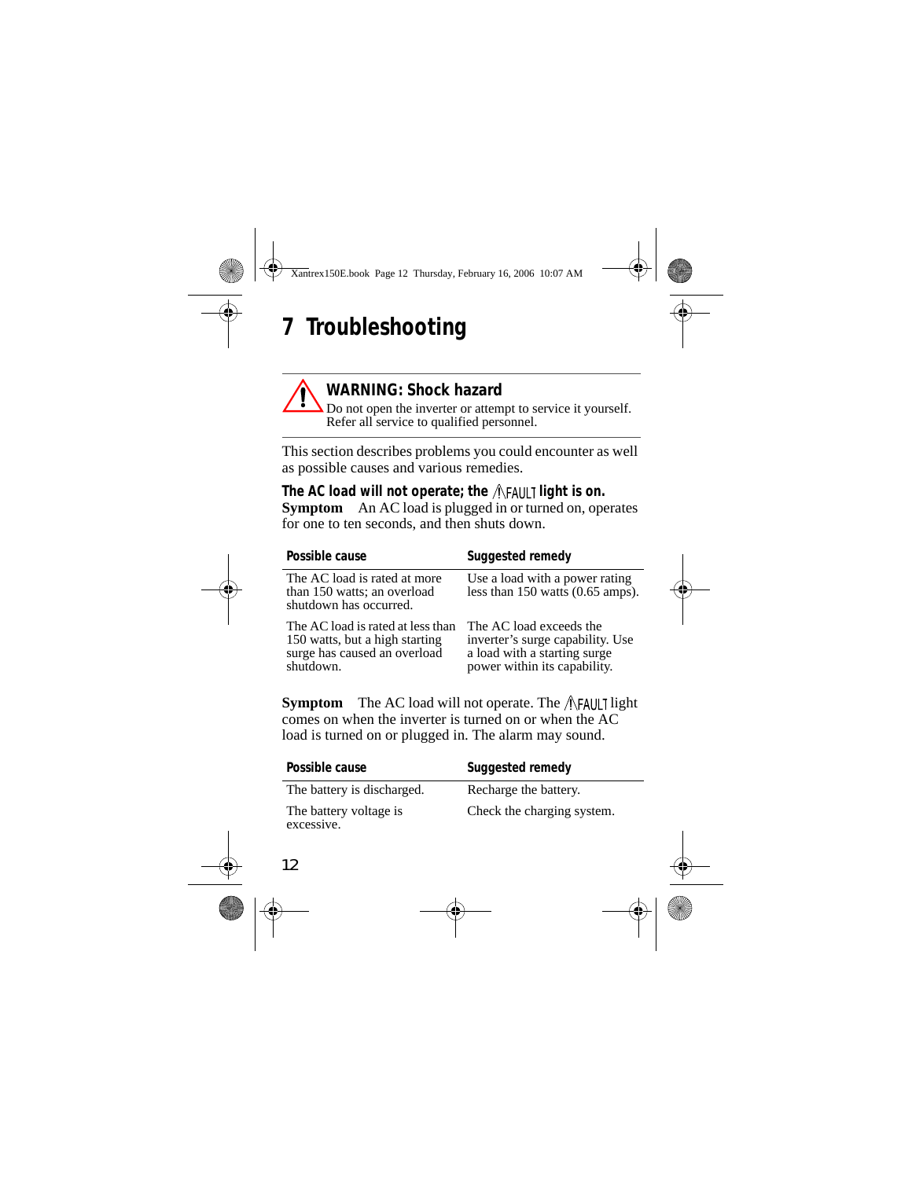# 7 Troubleshooting

**WARNING: Shock hazard**

Do not open the inverter or attempt to service it yourself. Refer all service to qualified personnel.

This section describes problems you could encounter as well as possible causes and various remedies.

### The AC load will not operate; the ⚠FAULT light is on.

**Symptom** An AC load is plugged in or turned on, operates for one to ten seconds, and then shuts down.

| Possible cause | Suggested remedy |
| --- | --- |
| The AC load is rated at more than 150 watts; an overload shutdown has occurred. | Use a load with a power rating less than 150 watts (0.65 amps). |
| The AC load is rated at less than 150 watts, but a high starting surge has caused an overload shutdown. | The AC load exceeds the inverter's surge capability. Use a load with a starting surge power within its capability. |

**Symptom** The AC load will not operate. The ⚠FAULT light comes on when the inverter is turned on or when the AC load is turned on or plugged in. The alarm may sound.

| Possible cause | Suggested remedy |
| --- | --- |
| The battery is discharged. | Recharge the battery. |
| The battery voltage is excessive. | Check the charging system. |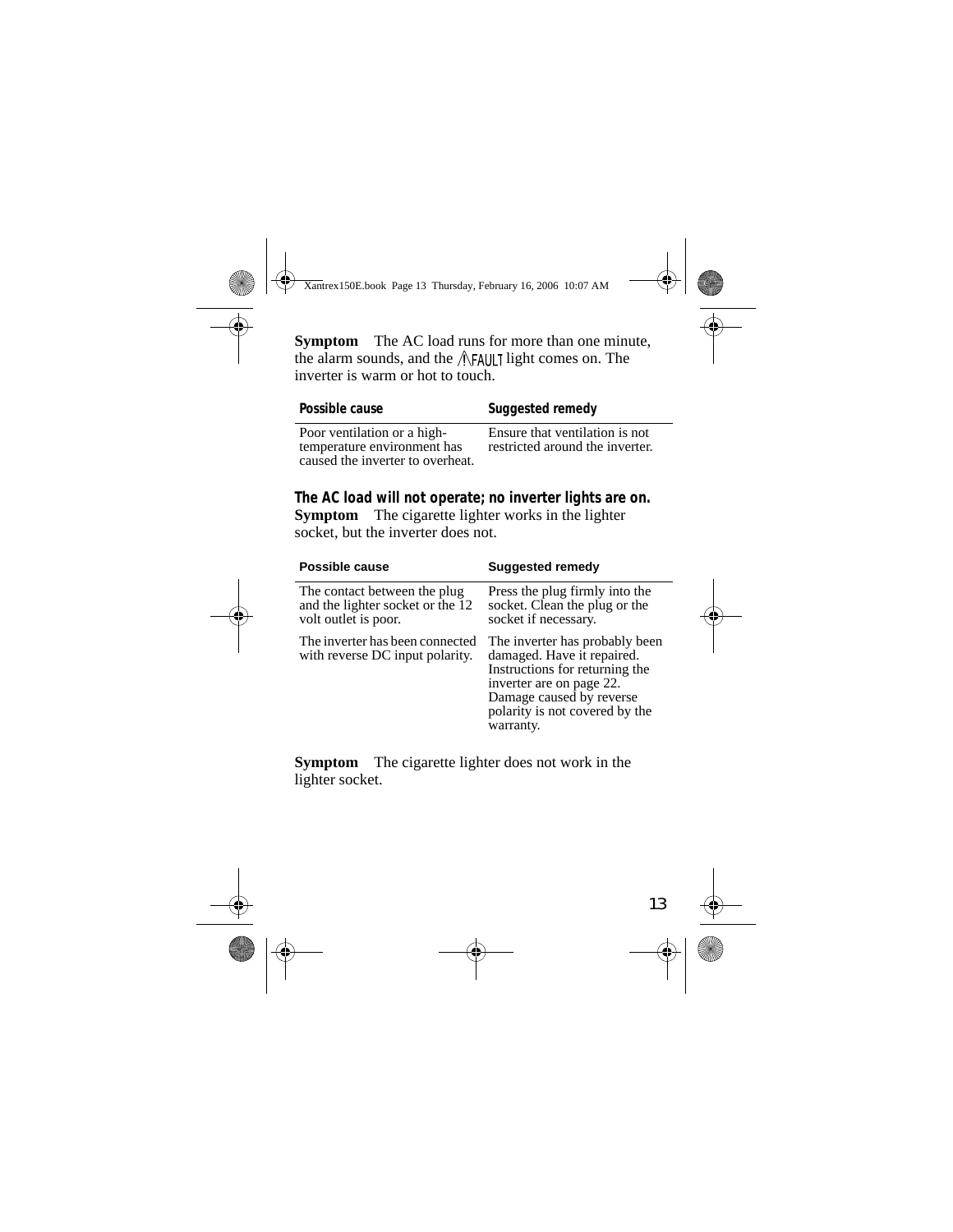**Symptom** The AC load runs for more than one minute, the alarm sounds, and the ⚠FAULT light comes on. The inverter is warm or hot to touch.

| Possible cause | Suggested remedy |
|---|---|
| Poor ventilation or a high-temperature environment has caused the inverter to overheat. | Ensure that ventilation is not restricted around the inverter. |

### The AC load will not operate; no inverter lights are on.

**Symptom** The cigarette lighter works in the lighter socket, but the inverter does not.

| Possible cause | Suggested remedy |
|---|---|
| The contact between the plug and the lighter socket or the 12 volt outlet is poor. | Press the plug firmly into the socket. Clean the plug or the socket if necessary. |
| The inverter has been connected with reverse DC input polarity. | The inverter has probably been damaged. Have it repaired. Instructions for returning the inverter are on page 22. Damage caused by reverse polarity is not covered by the warranty. |

**Symptom** The cigarette lighter does not work in the lighter socket.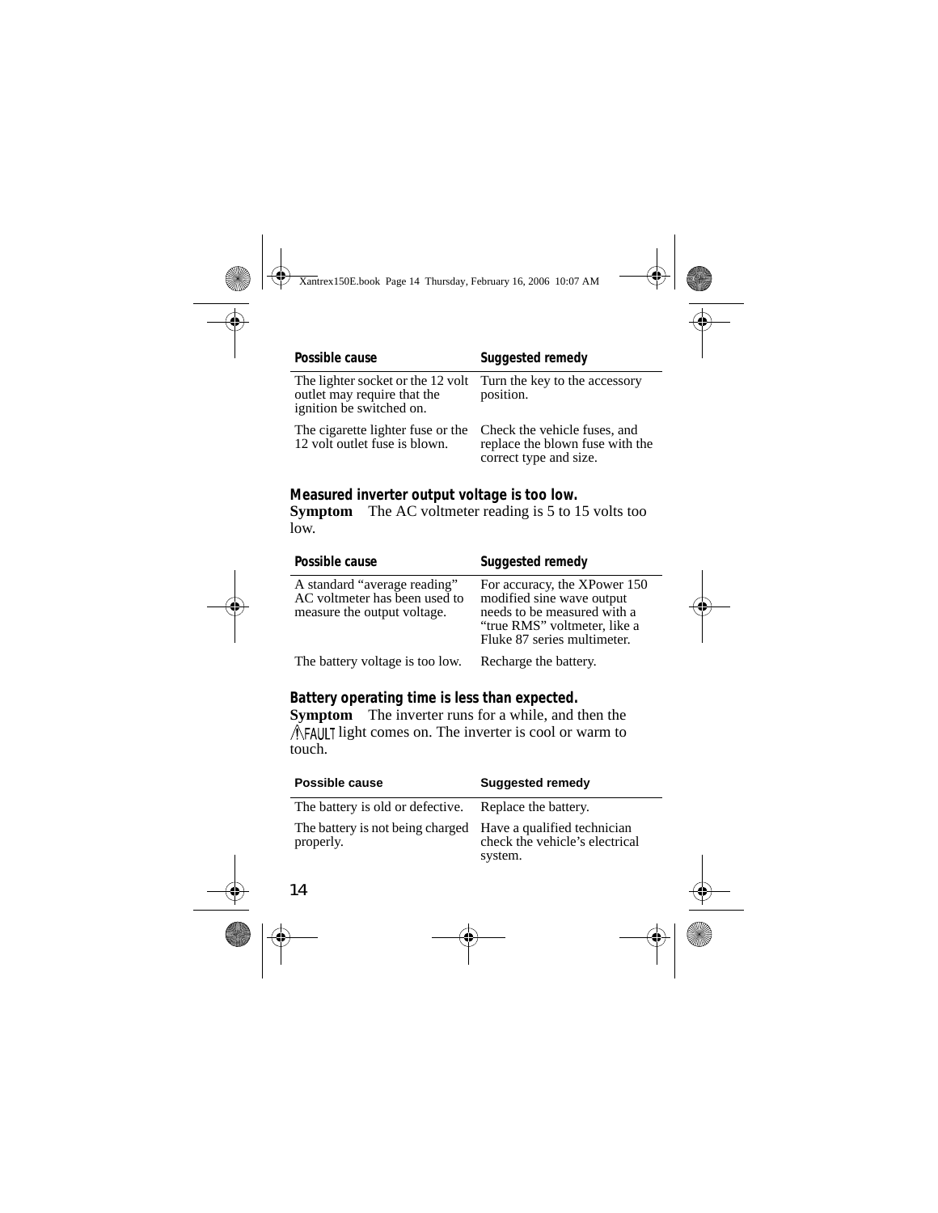| Possible cause | Suggested remedy |
|---|---|
| The lighter socket or the 12 volt outlet may require that the ignition be switched on. | Turn the key to the accessory position. |
| The cigarette lighter fuse or the 12 volt outlet fuse is blown. | Check the vehicle fuses, and replace the blown fuse with the correct type and size. |

### Measured inverter output voltage is too low.

**Symptom** The AC voltmeter reading is 5 to 15 volts too low.

| Possible cause | Suggested remedy |
|---|---|
| A standard "average reading" AC voltmeter has been used to measure the output voltage. | For accuracy, the XPower 150 modified sine wave output needs to be measured with a "true RMS" voltmeter, like a Fluke 87 series multimeter. |
| The battery voltage is too low. | Recharge the battery. |

### Battery operating time is less than expected.

**Symptom** The inverter runs for a while, and then the ⚠FAULT light comes on. The inverter is cool or warm to touch.

| Possible cause | Suggested remedy |
|---|---|
| The battery is old or defective. | Replace the battery. |
| The battery is not being charged properly. | Have a qualified technician check the vehicle's electrical system. |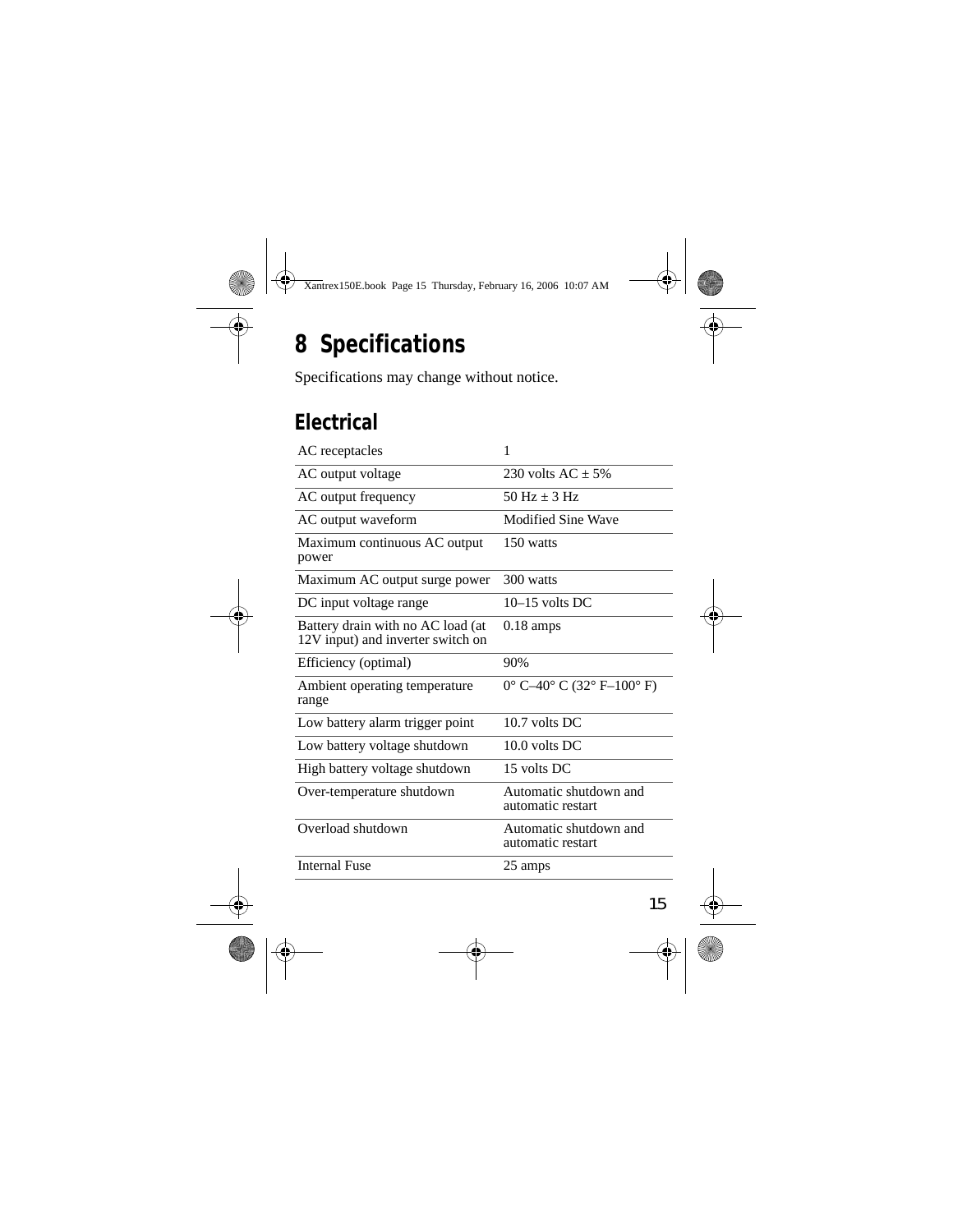# 8 Specifications

Specifications may change without notice.

## Electrical

| | |
|---|---|
| AC receptacles | 1 |
| AC output voltage | 230 volts AC ± 5% |
| AC output frequency | 50 Hz ± 3 Hz |
| AC output waveform | Modified Sine Wave |
| Maximum continuous AC output power | 150 watts |
| Maximum AC output surge power | 300 watts |
| DC input voltage range | 10–15 volts DC |
| Battery drain with no AC load (at 12V input) and inverter switch on | 0.18 amps |
| Efficiency (optimal) | 90% |
| Ambient operating temperature range | 0° C–40° C (32° F–100° F) |
| Low battery alarm trigger point | 10.7 volts DC |
| Low battery voltage shutdown | 10.0 volts DC |
| High battery voltage shutdown | 15 volts DC |
| Over-temperature shutdown | Automatic shutdown and automatic restart |
| Overload shutdown | Automatic shutdown and automatic restart |
| Internal Fuse | 25 amps |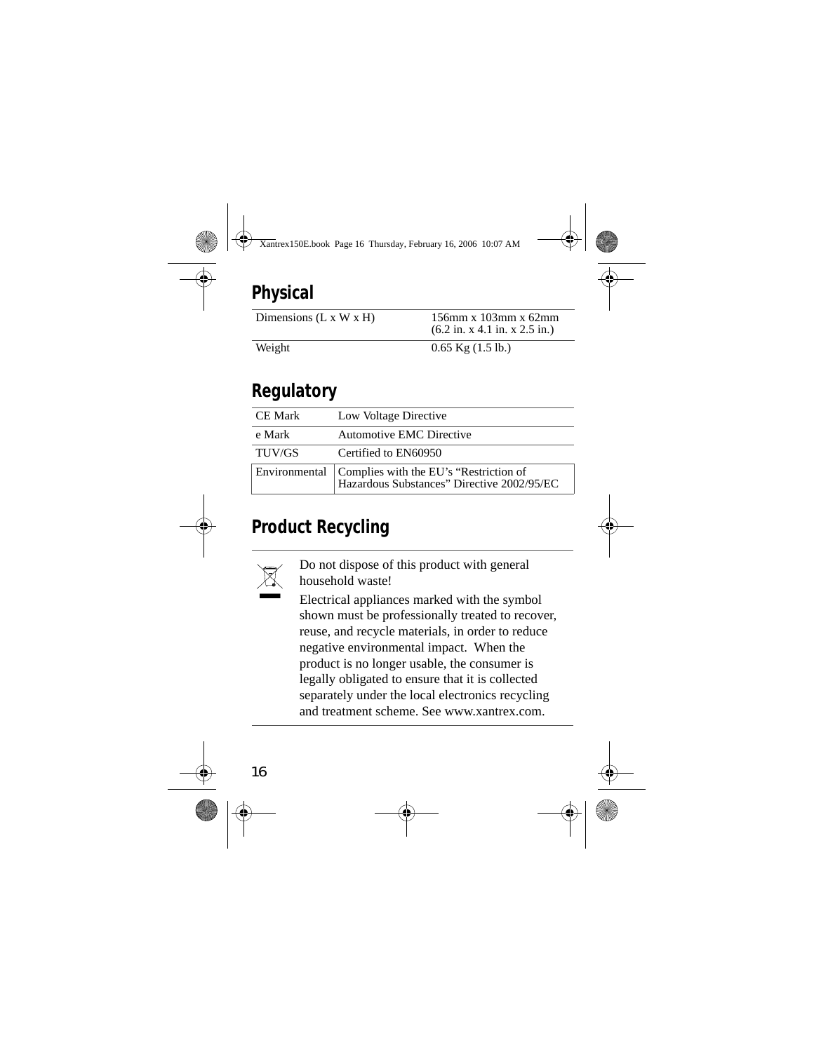## Physical

| | |
|---|---|
| Dimensions (L x W x H) | 156mm x 103mm x 62mm (6.2 in. x 4.1 in. x 2.5 in.) |
| Weight | 0.65 Kg (1.5 lb.) |

## Regulatory

| | |
|---|---|
| CE Mark | Low Voltage Directive |
| e Mark | Automotive EMC Directive |
| TUV/GS | Certified to EN60950 |
| Environmental | Complies with the EU's "Restriction of Hazardous Substances" Directive 2002/95/EC |

## Product Recycling

Do not dispose of this product with general household waste!

Electrical appliances marked with the symbol shown must be professionally treated to recover, reuse, and recycle materials, in order to reduce negative environmental impact. When the product is no longer usable, the consumer is legally obligated to ensure that it is collected separately under the local electronics recycling and treatment scheme. See www.xantrex.com.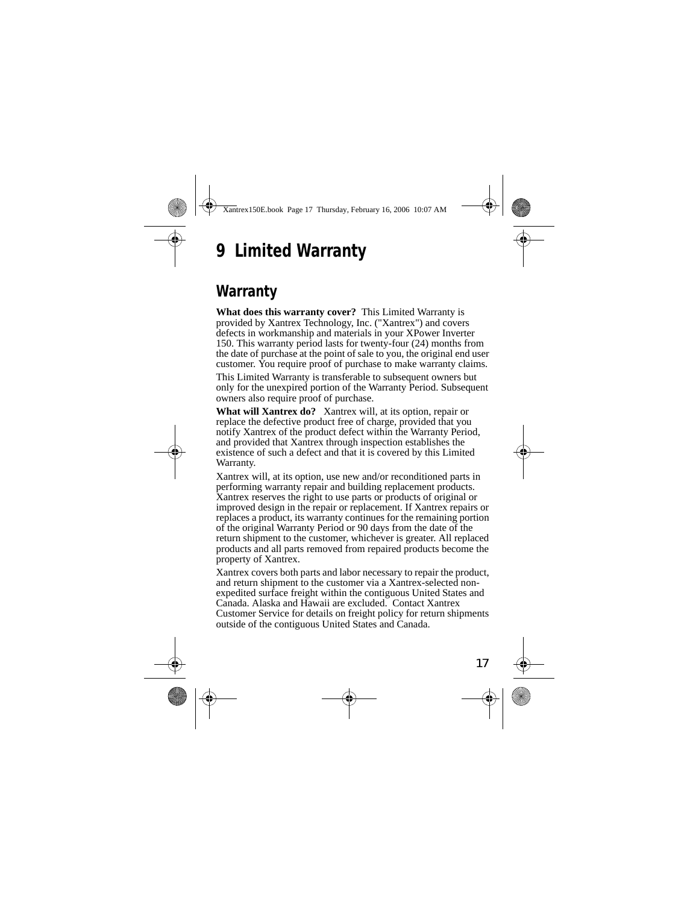# 9 Limited Warranty

## Warranty

**What does this warranty cover?** This Limited Warranty is provided by Xantrex Technology, Inc. ("Xantrex") and covers defects in workmanship and materials in your XPower Inverter 150. This warranty period lasts for twenty-four (24) months from the date of purchase at the point of sale to you, the original end user customer. You require proof of purchase to make warranty claims.

This Limited Warranty is transferable to subsequent owners but only for the unexpired portion of the Warranty Period. Subsequent owners also require proof of purchase.

**What will Xantrex do?** Xantrex will, at its option, repair or replace the defective product free of charge, provided that you notify Xantrex of the product defect within the Warranty Period, and provided that Xantrex through inspection establishes the existence of such a defect and that it is covered by this Limited Warranty.

Xantrex will, at its option, use new and/or reconditioned parts in performing warranty repair and building replacement products. Xantrex reserves the right to use parts or products of original or improved design in the repair or replacement. If Xantrex repairs or replaces a product, its warranty continues for the remaining portion of the original Warranty Period or 90 days from the date of the return shipment to the customer, whichever is greater. All replaced products and all parts removed from repaired products become the property of Xantrex.

Xantrex covers both parts and labor necessary to repair the product, and return shipment to the customer via a Xantrex-selected non-expedited surface freight within the contiguous United States and Canada. Alaska and Hawaii are excluded. Contact Xantrex Customer Service for details on freight policy for return shipments outside of the contiguous United States and Canada.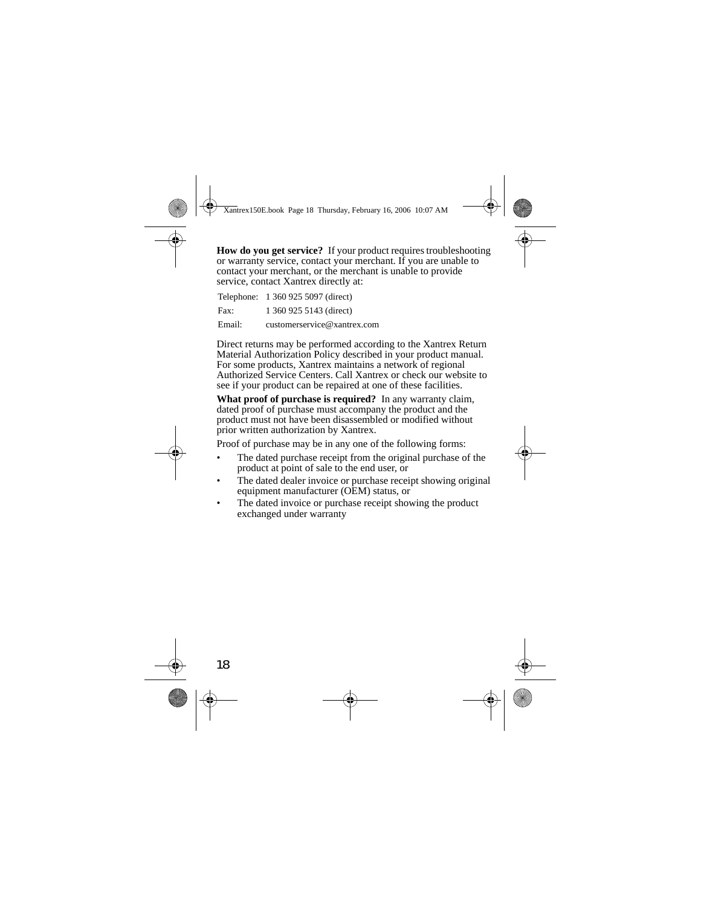**How do you get service?** If your product requires troubleshooting or warranty service, contact your merchant. If you are unable to contact your merchant, or the merchant is unable to provide service, contact Xantrex directly at:

| | |
|---|---|
| Telephone: | 1 360 925 5097 (direct) |
| Fax: | 1 360 925 5143 (direct) |
| Email: | customerservice@xantrex.com |

Direct returns may be performed according to the Xantrex Return Material Authorization Policy described in your product manual. For some products, Xantrex maintains a network of regional Authorized Service Centers. Call Xantrex or check our website to see if your product can be repaired at one of these facilities.

**What proof of purchase is required?** In any warranty claim, dated proof of purchase must accompany the product and the product must not have been disassembled or modified without prior written authorization by Xantrex.

Proof of purchase may be in any one of the following forms:

- The dated purchase receipt from the original purchase of the product at point of sale to the end user, or
- The dated dealer invoice or purchase receipt showing original equipment manufacturer (OEM) status, or
- The dated invoice or purchase receipt showing the product exchanged under warranty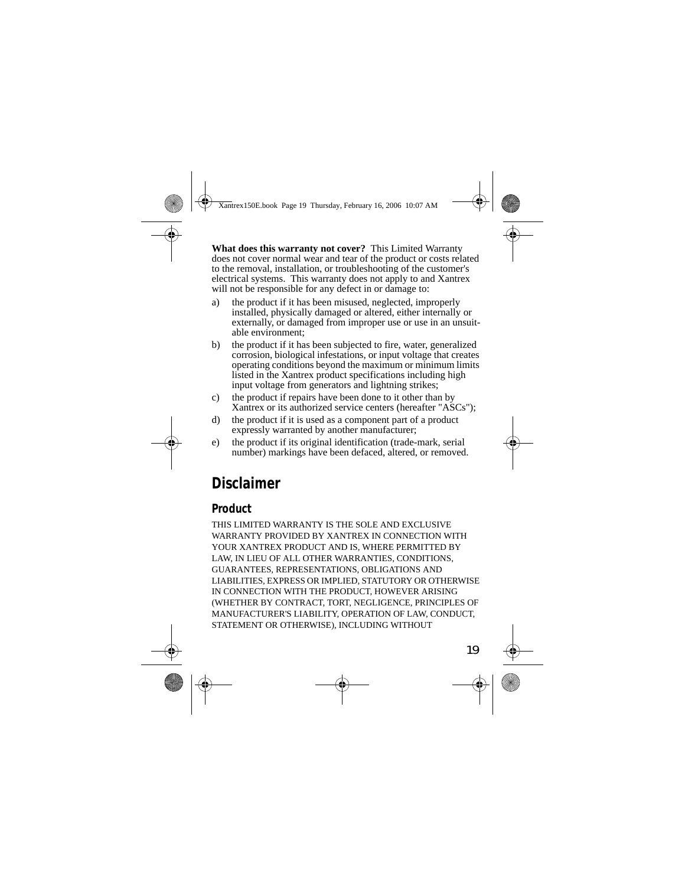**What does this warranty not cover?** This Limited Warranty does not cover normal wear and tear of the product or costs related to the removal, installation, or troubleshooting of the customer's electrical systems. This warranty does not apply to and Xantrex will not be responsible for any defect in or damage to:

a) the product if it has been misused, neglected, improperly installed, physically damaged or altered, either internally or externally, or damaged from improper use or use in an unsuitable environment;

b) the product if it has been subjected to fire, water, generalized corrosion, biological infestations, or input voltage that creates operating conditions beyond the maximum or minimum limits listed in the Xantrex product specifications including high input voltage from generators and lightning strikes;

c) the product if repairs have been done to it other than by Xantrex or its authorized service centers (hereafter "ASCs");

d) the product if it is used as a component part of a product expressly warranted by another manufacturer;

e) the product if its original identification (trade-mark, serial number) markings have been defaced, altered, or removed.

## Disclaimer

### Product

THIS LIMITED WARRANTY IS THE SOLE AND EXCLUSIVE WARRANTY PROVIDED BY XANTREX IN CONNECTION WITH YOUR XANTREX PRODUCT AND IS, WHERE PERMITTED BY LAW, IN LIEU OF ALL OTHER WARRANTIES, CONDITIONS, GUARANTEES, REPRESENTATIONS, OBLIGATIONS AND LIABILITIES, EXPRESS OR IMPLIED, STATUTORY OR OTHERWISE IN CONNECTION WITH THE PRODUCT, HOWEVER ARISING (WHETHER BY CONTRACT, TORT, NEGLIGENCE, PRINCIPLES OF MANUFACTURER'S LIABILITY, OPERATION OF LAW, CONDUCT, STATEMENT OR OTHERWISE), INCLUDING WITHOUT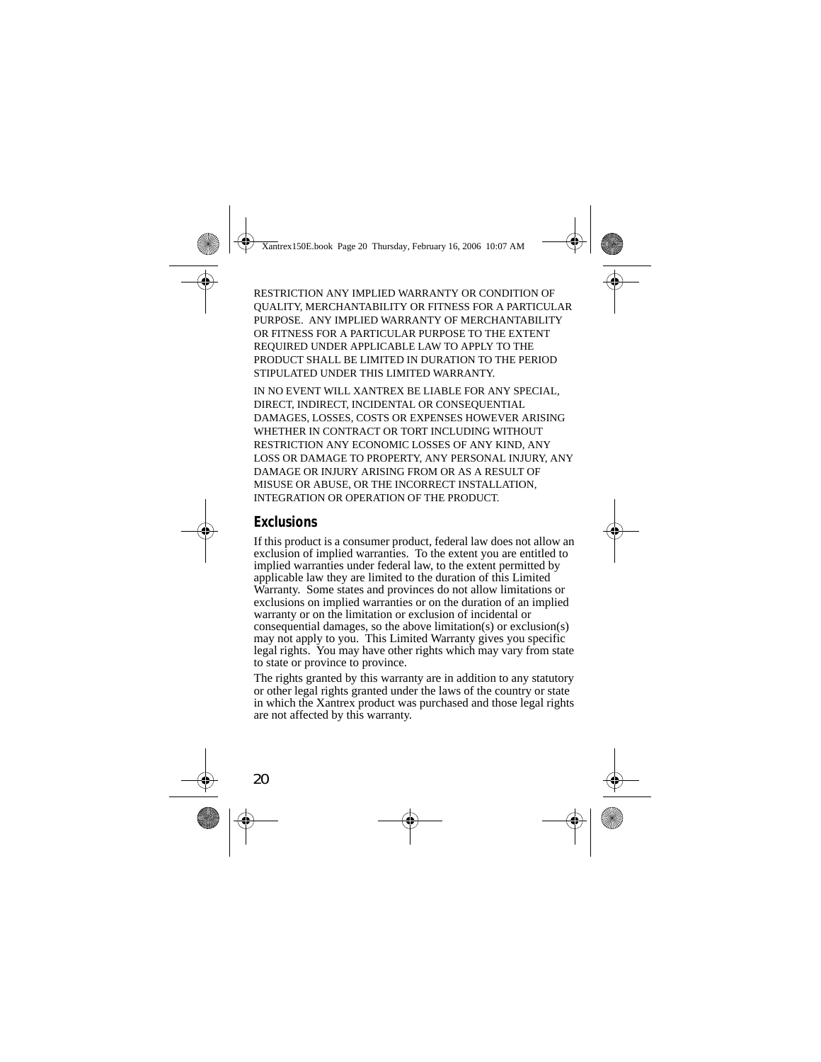RESTRICTION ANY IMPLIED WARRANTY OR CONDITION OF QUALITY, MERCHANTABILITY OR FITNESS FOR A PARTICULAR PURPOSE. ANY IMPLIED WARRANTY OF MERCHANTABILITY OR FITNESS FOR A PARTICULAR PURPOSE TO THE EXTENT REQUIRED UNDER APPLICABLE LAW TO APPLY TO THE PRODUCT SHALL BE LIMITED IN DURATION TO THE PERIOD STIPULATED UNDER THIS LIMITED WARRANTY.

IN NO EVENT WILL XANTREX BE LIABLE FOR ANY SPECIAL, DIRECT, INDIRECT, INCIDENTAL OR CONSEQUENTIAL DAMAGES, LOSSES, COSTS OR EXPENSES HOWEVER ARISING WHETHER IN CONTRACT OR TORT INCLUDING WITHOUT RESTRICTION ANY ECONOMIC LOSSES OF ANY KIND, ANY LOSS OR DAMAGE TO PROPERTY, ANY PERSONAL INJURY, ANY DAMAGE OR INJURY ARISING FROM OR AS A RESULT OF MISUSE OR ABUSE, OR THE INCORRECT INSTALLATION, INTEGRATION OR OPERATION OF THE PRODUCT.

## Exclusions

If this product is a consumer product, federal law does not allow an exclusion of implied warranties. To the extent you are entitled to implied warranties under federal law, to the extent permitted by applicable law they are limited to the duration of this Limited Warranty. Some states and provinces do not allow limitations or exclusions on implied warranties or on the duration of an implied warranty or on the limitation or exclusion of incidental or consequential damages, so the above limitation(s) or exclusion(s) may not apply to you. This Limited Warranty gives you specific legal rights. You may have other rights which may vary from state to state or province to province.

The rights granted by this warranty are in addition to any statutory or other legal rights granted under the laws of the country or state in which the Xantrex product was purchased and those legal rights are not affected by this warranty.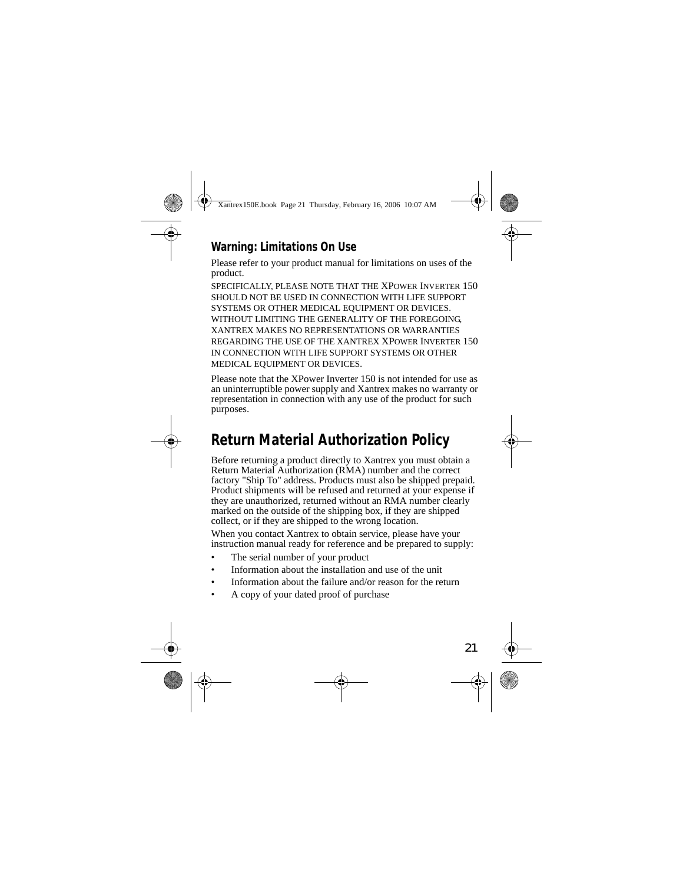## Warning: Limitations On Use

Please refer to your product manual for limitations on uses of the product.

SPECIFICALLY, PLEASE NOTE THAT THE XPOWER INVERTER 150 SHOULD NOT BE USED IN CONNECTION WITH LIFE SUPPORT SYSTEMS OR OTHER MEDICAL EQUIPMENT OR DEVICES. WITHOUT LIMITING THE GENERALITY OF THE FOREGOING, XANTREX MAKES NO REPRESENTATIONS OR WARRANTIES REGARDING THE USE OF THE XANTREX XPOWER INVERTER 150 IN CONNECTION WITH LIFE SUPPORT SYSTEMS OR OTHER MEDICAL EQUIPMENT OR DEVICES.

Please note that the XPower Inverter 150 is not intended for use as an uninterruptible power supply and Xantrex makes no warranty or representation in connection with any use of the product for such purposes.

# Return Material Authorization Policy

Before returning a product directly to Xantrex you must obtain a Return Material Authorization (RMA) number and the correct factory "Ship To" address. Products must also be shipped prepaid. Product shipments will be refused and returned at your expense if they are unauthorized, returned without an RMA number clearly marked on the outside of the shipping box, if they are shipped collect, or if they are shipped to the wrong location.

When you contact Xantrex to obtain service, please have your instruction manual ready for reference and be prepared to supply:

- The serial number of your product
- Information about the installation and use of the unit
- Information about the failure and/or reason for the return
- A copy of your dated proof of purchase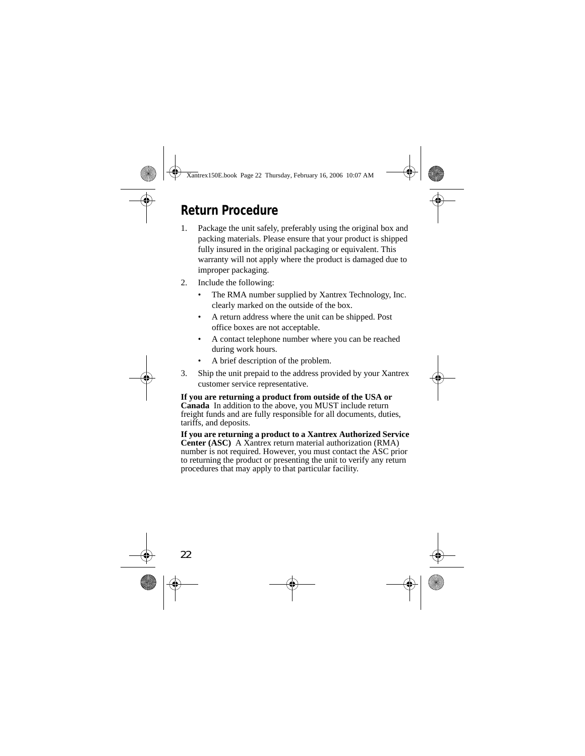## Return Procedure

1. Package the unit safely, preferably using the original box and packing materials. Please ensure that your product is shipped fully insured in the original packaging or equivalent. This warranty will not apply where the product is damaged due to improper packaging.
2. Include the following:
   - The RMA number supplied by Xantrex Technology, Inc. clearly marked on the outside of the box.
   - A return address where the unit can be shipped. Post office boxes are not acceptable.
   - A contact telephone number where you can be reached during work hours.
   - A brief description of the problem.
3. Ship the unit prepaid to the address provided by your Xantrex customer service representative.

**If you are returning a product from outside of the USA or Canada** In addition to the above, you MUST include return freight funds and are fully responsible for all documents, duties, tariffs, and deposits.

**If you are returning a product to a Xantrex Authorized Service Center (ASC)** A Xantrex return material authorization (RMA) number is not required. However, you must contact the ASC prior to returning the product or presenting the unit to verify any return procedures that may apply to that particular facility.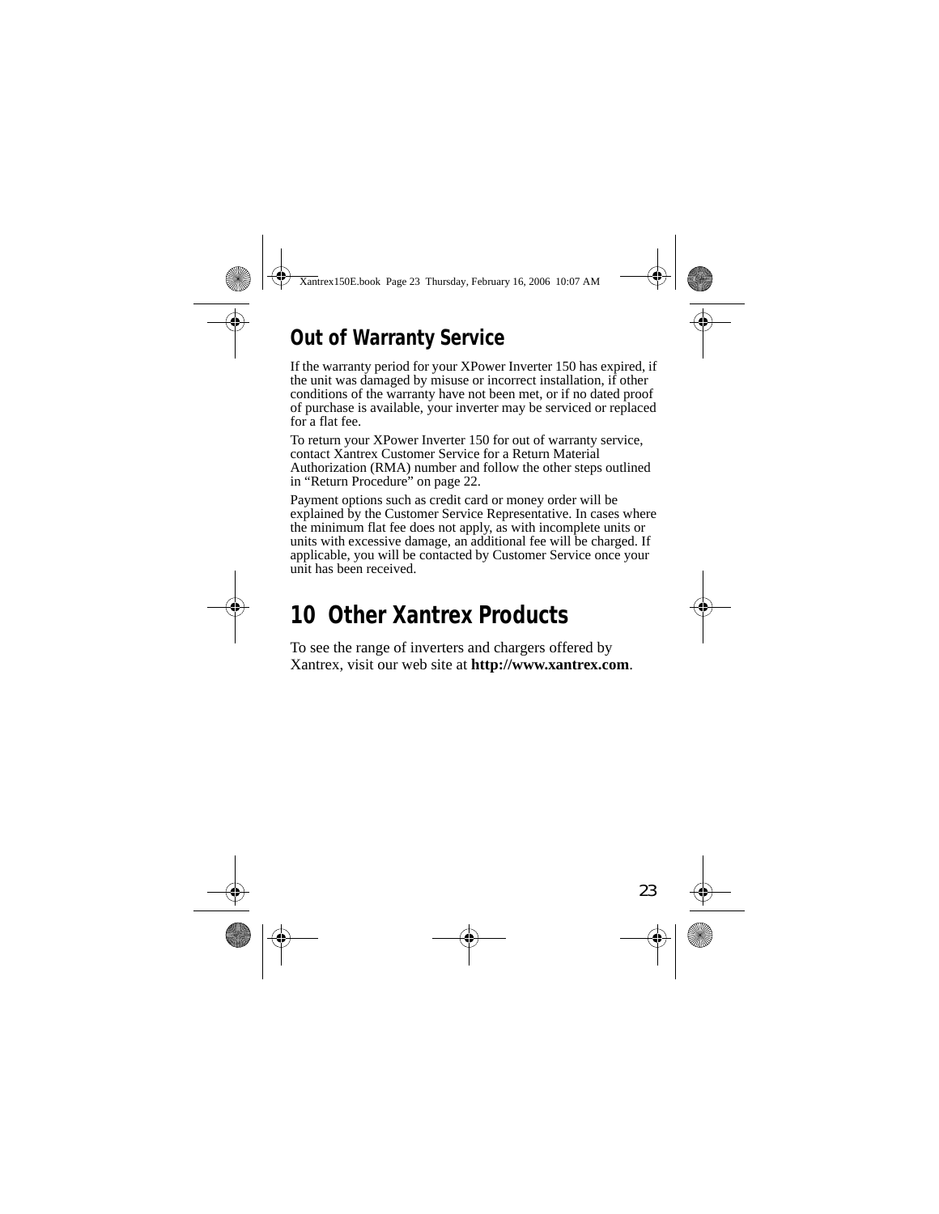## Out of Warranty Service

If the warranty period for your XPower Inverter 150 has expired, if the unit was damaged by misuse or incorrect installation, if other conditions of the warranty have not been met, or if no dated proof of purchase is available, your inverter may be serviced or replaced for a flat fee.

To return your XPower Inverter 150 for out of warranty service, contact Xantrex Customer Service for a Return Material Authorization (RMA) number and follow the other steps outlined in "Return Procedure" on page 22.

Payment options such as credit card or money order will be explained by the Customer Service Representative. In cases where the minimum flat fee does not apply, as with incomplete units or units with excessive damage, an additional fee will be charged. If applicable, you will be contacted by Customer Service once your unit has been received.

# 10 Other Xantrex Products

To see the range of inverters and chargers offered by Xantrex, visit our web site at **http://www.xantrex.com**.